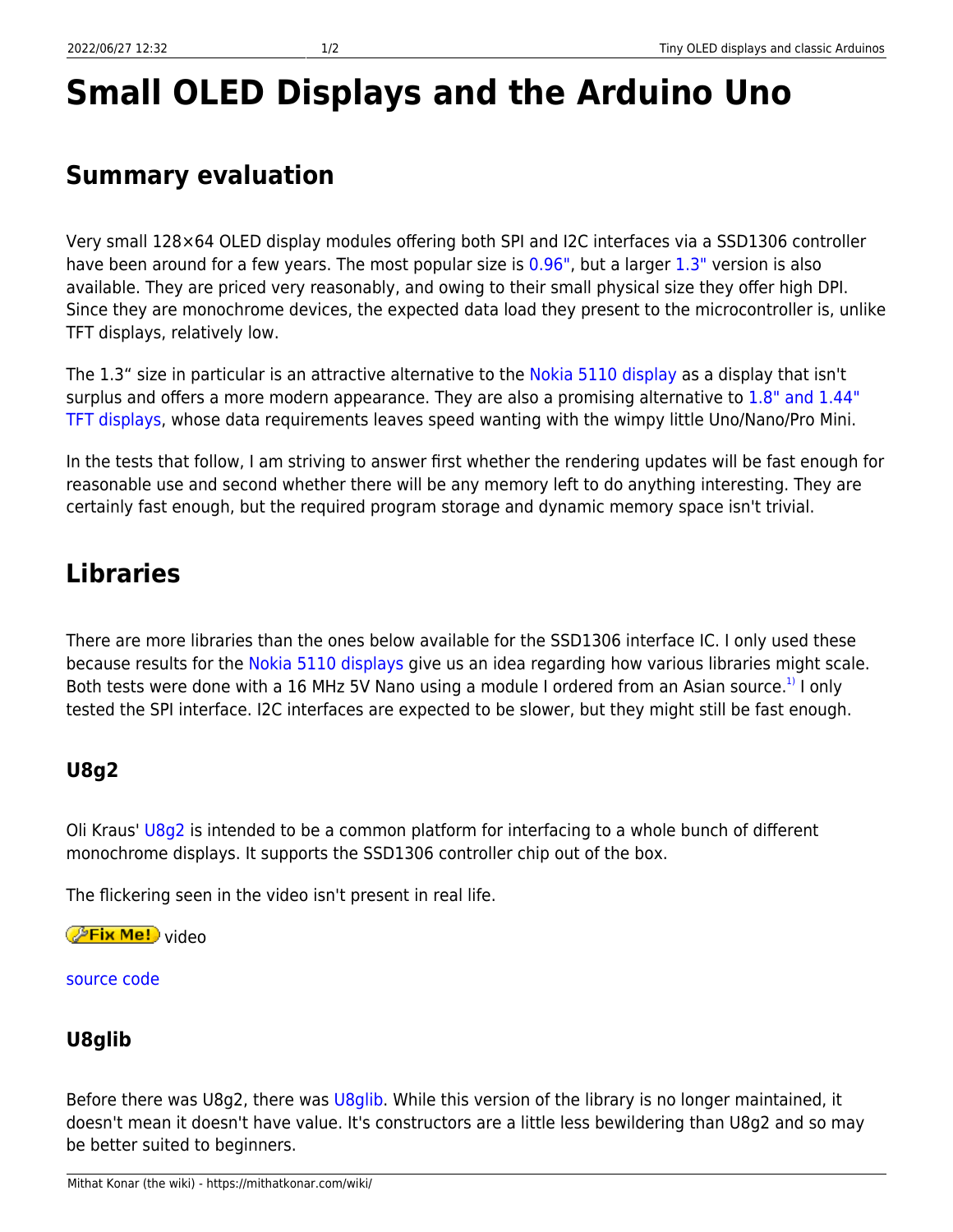# Small OLED Displays and the Arduino Uno

## Summary evaluation

Very small 128×64 OLED display modules offering both SPI and I2C interfaces via a SSD1306 controller have been around for a few years. The most popular size is 0.96", but a larger 1.3" version is also available. They are priced very reasonably, and owing to their small physical size they offer high DPI. Since they are monochrome devices, the expected data load they present to the microcontroller is, unlike TFT displays, relatively low.

The 1.3" size in particular is an attractive alternative to the Nokia 5110 display as a display that isn't surplus and offers a more modern appearance. They are also a promising alternative to 1.8" and 1.44" TFT displays, whose data requirements leaves speed wanting with the wimpy little Uno/Nano/Pro Mini.

In the tests that follow, I am striving to answer first whether the rendering updates will be fast enough for reasonable use and second whether there will be any memory left to do anything interesting. They are certainly fast enough, but the required program storage and dynamic memory space isn't trivial.

## Libraries

There are more libraries than the ones below available for the SSD1306 interface IC. I only used these because results for the Nokia 5110 displays give us an idea regarding how various libraries might scale. Both tests were done with a 16 MHz 5V Nano using a module I ordered from an Asian source.[1)] I only tested the SPI interface. I2C interfaces are expected to be slower, but they might still be fast enough.

### U8g2

Oli Kraus' U8g2 is intended to be a common platform for interfacing to a whole bunch of different monochrome displays. It supports the SSD1306 controller chip out of the box.

The flickering seen in the video isn't present in real life.

Fix Me! video

source code

### U8glib

Before there was U8g2, there was U8glib. While this version of the library is no longer maintained, it doesn't mean it doesn't have value. It's constructors are a little less bewildering than U8g2 and so may be better suited to beginners.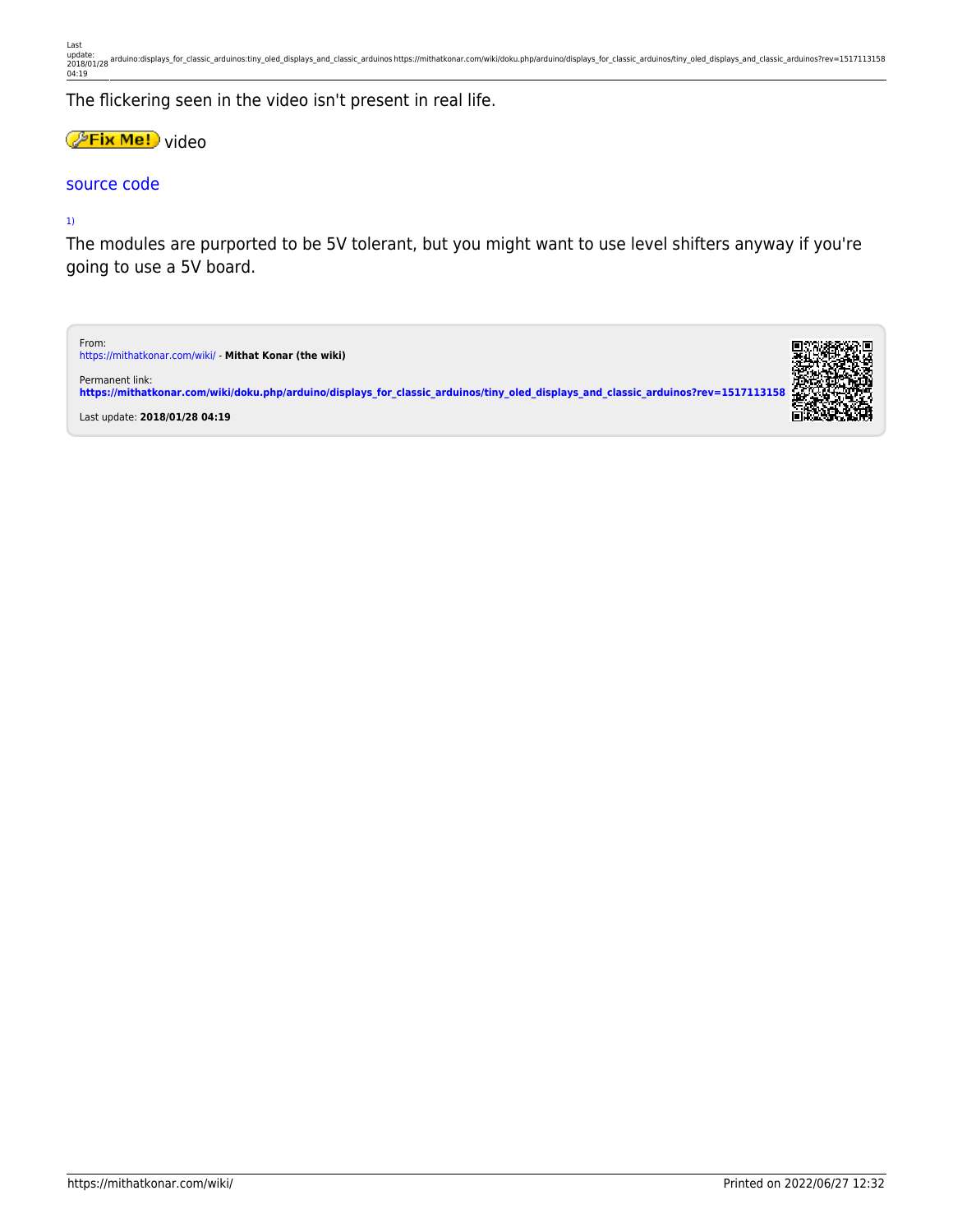The flickering seen in the video isn't present in real life.

Fix Me! video

source code

1)

The modules are purported to be 5V tolerant, but you might want to use level shifters anyway if you're going to use a 5V board.

From:
https://mithatkonar.com/wiki/ - **Mithat Konar (the wiki)**

Permanent link:
**https://mithatkonar.com/wiki/doku.php/arduino/displays_for_classic_arduinos/tiny_oled_displays_and_classic_arduinos?rev=1517113158**

Last update: **2018/01/28 04:19**